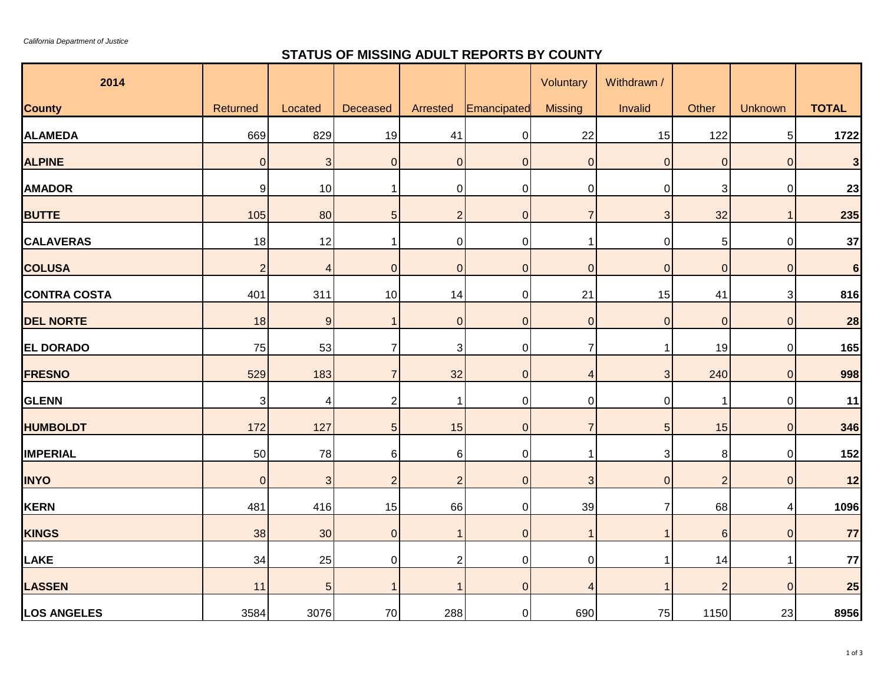*California Department of Justice*

# STATUS OF MISSING ADULT REPORTS BY COUNTY

| 2014<br>County | Returned | Located | Deceased | Arrested | Emancipated | Voluntary Missing | Withdrawn / Invalid | Other | Unknown | TOTAL |
|---|---|---|---|---|---|---|---|---|---|---|
| **ALAMEDA** | 669 | 829 | 19 | 41 | 0 | 22 | 15 | 122 | 5 | **1722** |
| **ALPINE** | 0 | 3 | 0 | 0 | 0 | 0 | 0 | 0 | 0 | **3** |
| **AMADOR** | 9 | 10 | 1 | 0 | 0 | 0 | 0 | 3 | 0 | **23** |
| **BUTTE** | 105 | 80 | 5 | 2 | 0 | 7 | 3 | 32 | 1 | **235** |
| **CALAVERAS** | 18 | 12 | 1 | 0 | 0 | 1 | 0 | 5 | 0 | **37** |
| **COLUSA** | 2 | 4 | 0 | 0 | 0 | 0 | 0 | 0 | 0 | **6** |
| **CONTRA COSTA** | 401 | 311 | 10 | 14 | 0 | 21 | 15 | 41 | 3 | **816** |
| **DEL NORTE** | 18 | 9 | 1 | 0 | 0 | 0 | 0 | 0 | 0 | **28** |
| **EL DORADO** | 75 | 53 | 7 | 3 | 0 | 7 | 1 | 19 | 0 | **165** |
| **FRESNO** | 529 | 183 | 7 | 32 | 0 | 4 | 3 | 240 | 0 | **998** |
| **GLENN** | 3 | 4 | 2 | 1 | 0 | 0 | 0 | 1 | 0 | **11** |
| **HUMBOLDT** | 172 | 127 | 5 | 15 | 0 | 7 | 5 | 15 | 0 | **346** |
| **IMPERIAL** | 50 | 78 | 6 | 6 | 0 | 1 | 3 | 8 | 0 | **152** |
| **INYO** | 0 | 3 | 2 | 2 | 0 | 3 | 0 | 2 | 0 | **12** |
| **KERN** | 481 | 416 | 15 | 66 | 0 | 39 | 7 | 68 | 4 | **1096** |
| **KINGS** | 38 | 30 | 0 | 1 | 0 | 1 | 1 | 6 | 0 | **77** |
| **LAKE** | 34 | 25 | 0 | 2 | 0 | 0 | 1 | 14 | 1 | **77** |
| **LASSEN** | 11 | 5 | 1 | 1 | 0 | 4 | 1 | 2 | 0 | **25** |
| **LOS ANGELES** | 3584 | 3076 | 70 | 288 | 0 | 690 | 75 | 1150 | 23 | **8956** |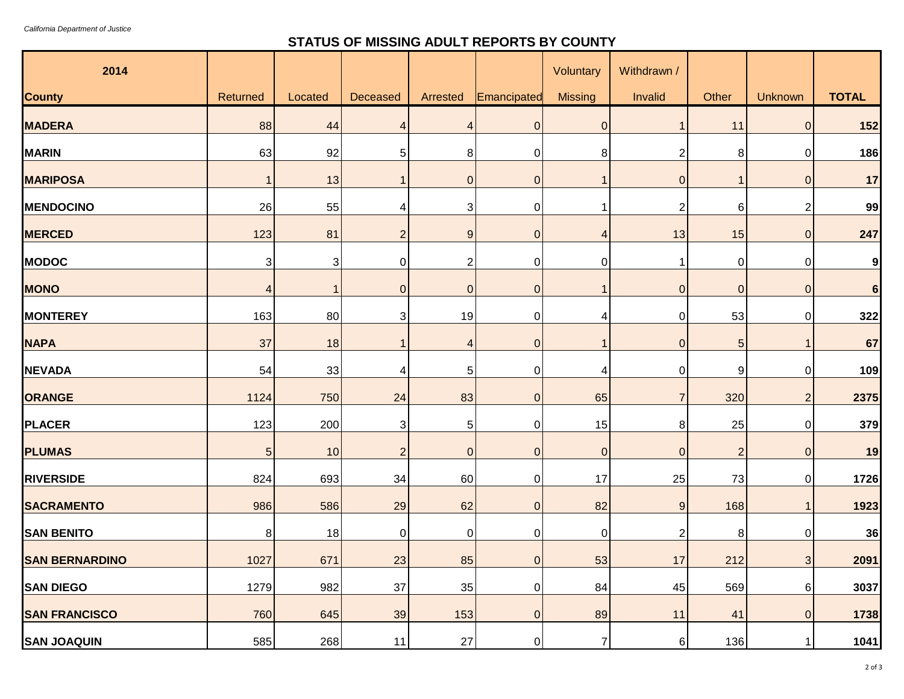*California Department of Justice*

## STATUS OF MISSING ADULT REPORTS BY COUNTY

| 2014 County | Returned | Located | Deceased | Arrested | Emancipated | Voluntary Missing | Withdrawn / Invalid | Other | Unknown | TOTAL |
|---|---|---|---|---|---|---|---|---|---|---|
| **MADERA** | 88 | 44 | 4 | 4 | 0 | 0 | 1 | 11 | 0 | **152** |
| **MARIN** | 63 | 92 | 5 | 8 | 0 | 8 | 2 | 8 | 0 | **186** |
| **MARIPOSA** | 1 | 13 | 1 | 0 | 0 | 1 | 0 | 1 | 0 | **17** |
| **MENDOCINO** | 26 | 55 | 4 | 3 | 0 | 1 | 2 | 6 | 2 | **99** |
| **MERCED** | 123 | 81 | 2 | 9 | 0 | 4 | 13 | 15 | 0 | **247** |
| **MODOC** | 3 | 3 | 0 | 2 | 0 | 0 | 1 | 0 | 0 | **9** |
| **MONO** | 4 | 1 | 0 | 0 | 0 | 1 | 0 | 0 | 0 | **6** |
| **MONTEREY** | 163 | 80 | 3 | 19 | 0 | 4 | 0 | 53 | 0 | **322** |
| **NAPA** | 37 | 18 | 1 | 4 | 0 | 1 | 0 | 5 | 1 | **67** |
| **NEVADA** | 54 | 33 | 4 | 5 | 0 | 4 | 0 | 9 | 0 | **109** |
| **ORANGE** | 1124 | 750 | 24 | 83 | 0 | 65 | 7 | 320 | 2 | **2375** |
| **PLACER** | 123 | 200 | 3 | 5 | 0 | 15 | 8 | 25 | 0 | **379** |
| **PLUMAS** | 5 | 10 | 2 | 0 | 0 | 0 | 0 | 2 | 0 | **19** |
| **RIVERSIDE** | 824 | 693 | 34 | 60 | 0 | 17 | 25 | 73 | 0 | **1726** |
| **SACRAMENTO** | 986 | 586 | 29 | 62 | 0 | 82 | 9 | 168 | 1 | **1923** |
| **SAN BENITO** | 8 | 18 | 0 | 0 | 0 | 0 | 2 | 8 | 0 | **36** |
| **SAN BERNARDINO** | 1027 | 671 | 23 | 85 | 0 | 53 | 17 | 212 | 3 | **2091** |
| **SAN DIEGO** | 1279 | 982 | 37 | 35 | 0 | 84 | 45 | 569 | 6 | **3037** |
| **SAN FRANCISCO** | 760 | 645 | 39 | 153 | 0 | 89 | 11 | 41 | 0 | **1738** |
| **SAN JOAQUIN** | 585 | 268 | 11 | 27 | 0 | 7 | 6 | 136 | 1 | **1041** |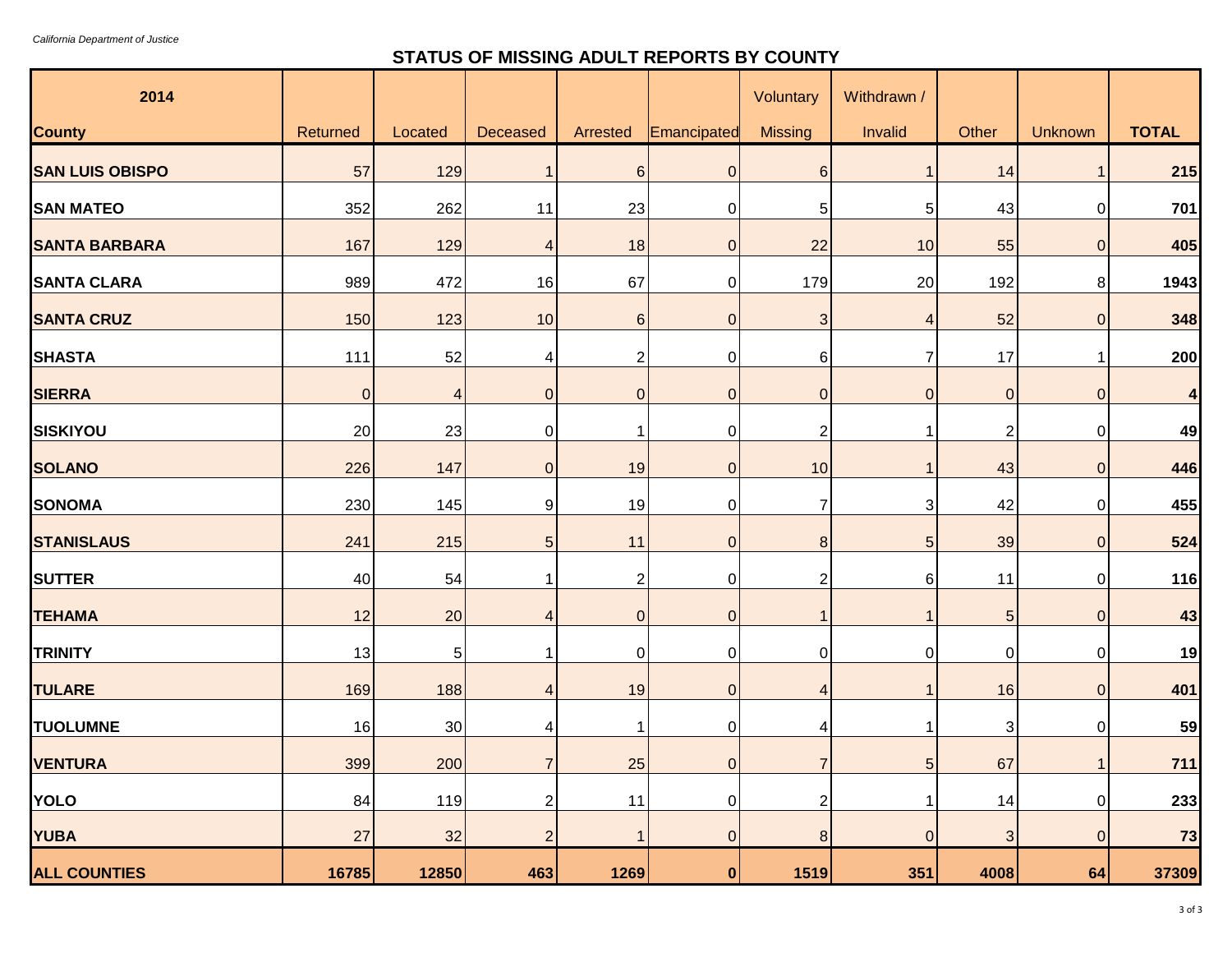*California Department of Justice*

## STATUS OF MISSING ADULT REPORTS BY COUNTY

| 2014 County | Returned | Located | Deceased | Arrested | Emancipated | Voluntary Missing | Withdrawn / Invalid | Other | Unknown | TOTAL |
|---|---|---|---|---|---|---|---|---|---|---|
| **SAN LUIS OBISPO** | 57 | 129 | 1 | 6 | 0 | 6 | 1 | 14 | 1 | **215** |
| **SAN MATEO** | 352 | 262 | 11 | 23 | 0 | 5 | 5 | 43 | 0 | **701** |
| **SANTA BARBARA** | 167 | 129 | 4 | 18 | 0 | 22 | 10 | 55 | 0 | **405** |
| **SANTA CLARA** | 989 | 472 | 16 | 67 | 0 | 179 | 20 | 192 | 8 | **1943** |
| **SANTA CRUZ** | 150 | 123 | 10 | 6 | 0 | 3 | 4 | 52 | 0 | **348** |
| **SHASTA** | 111 | 52 | 4 | 2 | 0 | 6 | 7 | 17 | 1 | **200** |
| **SIERRA** | 0 | 4 | 0 | 0 | 0 | 0 | 0 | 0 | 0 | **4** |
| **SISKIYOU** | 20 | 23 | 0 | 1 | 0 | 2 | 1 | 2 | 0 | **49** |
| **SOLANO** | 226 | 147 | 0 | 19 | 0 | 10 | 1 | 43 | 0 | **446** |
| **SONOMA** | 230 | 145 | 9 | 19 | 0 | 7 | 3 | 42 | 0 | **455** |
| **STANISLAUS** | 241 | 215 | 5 | 11 | 0 | 8 | 5 | 39 | 0 | **524** |
| **SUTTER** | 40 | 54 | 1 | 2 | 0 | 2 | 6 | 11 | 0 | **116** |
| **TEHAMA** | 12 | 20 | 4 | 0 | 0 | 1 | 1 | 5 | 0 | **43** |
| **TRINITY** | 13 | 5 | 1 | 0 | 0 | 0 | 0 | 0 | 0 | **19** |
| **TULARE** | 169 | 188 | 4 | 19 | 0 | 4 | 1 | 16 | 0 | **401** |
| **TUOLUMNE** | 16 | 30 | 4 | 1 | 0 | 4 | 1 | 3 | 0 | **59** |
| **VENTURA** | 399 | 200 | 7 | 25 | 0 | 7 | 5 | 67 | 1 | **711** |
| **YOLO** | 84 | 119 | 2 | 11 | 0 | 2 | 1 | 14 | 0 | **233** |
| **YUBA** | 27 | 32 | 2 | 1 | 0 | 8 | 0 | 3 | 0 | **73** |
| **ALL COUNTIES** | **16785** | **12850** | **463** | **1269** | **0** | **1519** | **351** | **4008** | **64** | **37309** |